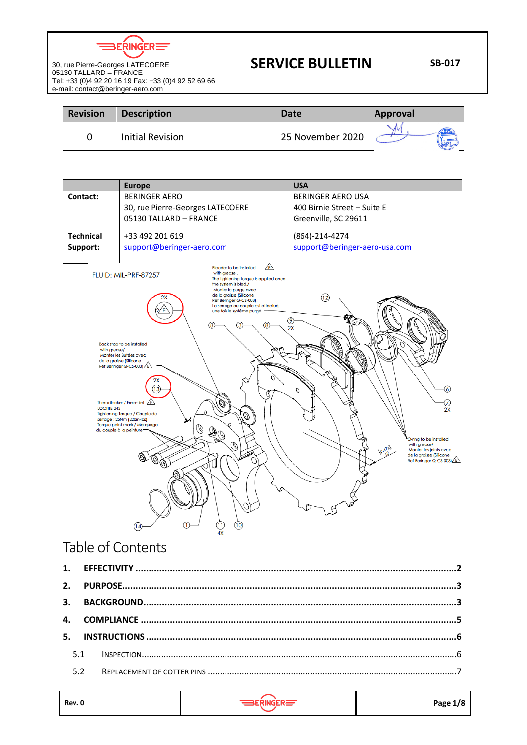BERINGER

30, rue Pierre-Georges LATECOERE
05130 TALLARD – FRANCE
Tel: +33 (0)4 92 20 16 19 Fax: +33 (0)4 92 52 69 66
e-mail: contact@beringer-aero.com

# SERVICE BULLETIN

**SB-017**

| Revision | Description | Date | Approval |
|---|---|---|---|
| 0 | Initial Revision | 25 November 2020 | |
| | | | |

| | Europe | USA |
|---|---|---|
| **Contact:** | BERINGER AERO<br>30, rue Pierre-Georges LATECOERE<br>05130 TALLARD – FRANCE | BERINGER AERO USA<br>400 Birnie Street – Suite E<br>Greenville, SC 29611 |
| **Technical Support:** | +33 492 201 619<br>support@beringer-aero.com | (864)-214-4274<br>support@beringer-aero-usa.com |

FLUID: MIL-PRF-87257

Bleeder to be installed with grease. The tightening torque is applied once the system is bled / Monter la purge avec de la graisse (Silicone Ref Beringer G-CS-003). Le serrage au couple est effectué une fois le système purgé.

Back stop to be installed with grease/ Monter les Butées avec de la graisse (Silicone Ref Beringer G-CS-003)

Threadlocker / Frein-filet : LOCTITE 243
Tightening Torque / Couple de serrage : 25Nm (220in-lbs)
Torque paint mark / Marquage du couple à la peinture

O-ring to be installed with grease/ Monter les joints avec de la graisse (Silicone Ref Beringer G-CS-003)

# Table of Contents

1. **EFFECTIVITY** ........................................ 2
2. **PURPOSE** ........................................ 3
3. **BACKGROUND** ........................................ 3
4. **COMPLIANCE** ........................................ 5
5. **INSTRUCTIONS** ........................................ 6
   - 5.1 INSPECTION ........................................ 6
   - 5.2 REPLACEMENT OF COTTER PINS ........................................ 7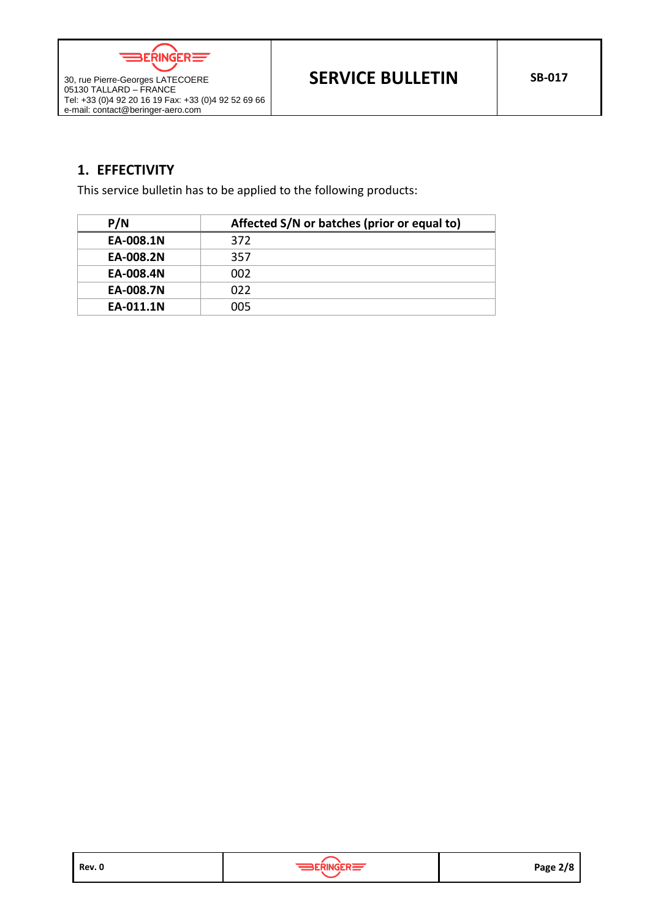## 1. EFFECTIVITY

This service bulletin has to be applied to the following products:

| P/N | Affected S/N or batches (prior or equal to) |
|---|---|
| **EA-008.1N** | 372 |
| **EA-008.2N** | 357 |
| **EA-008.4N** | 002 |
| **EA-008.7N** | 022 |
| **EA-011.1N** | 005 |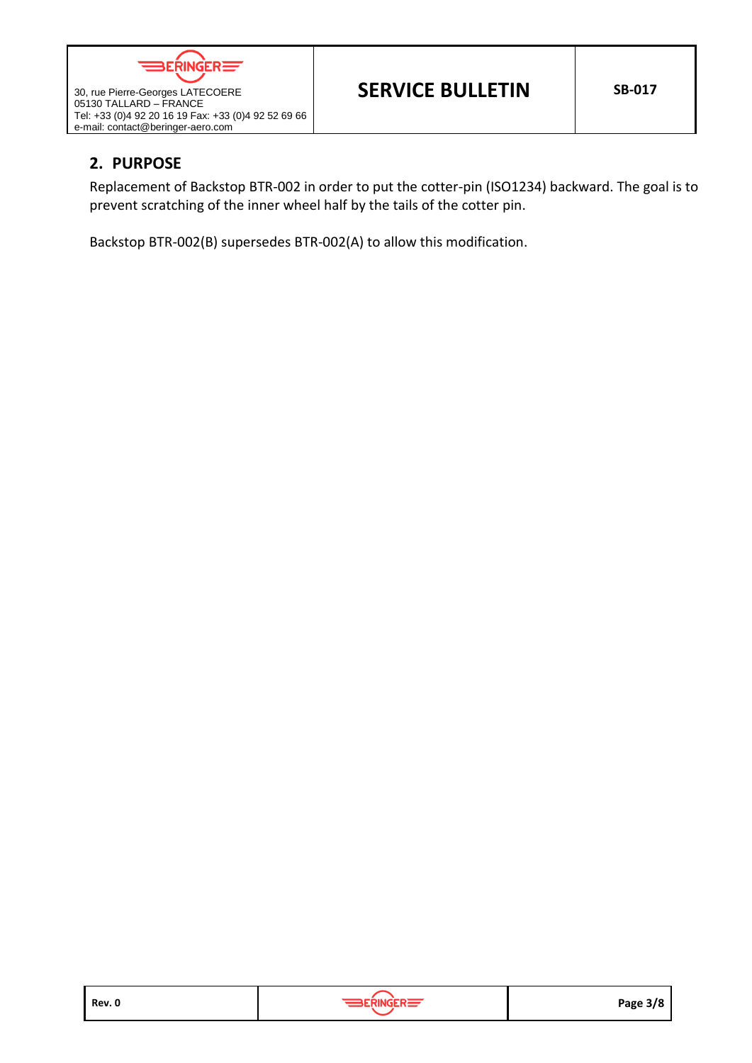## 2. PURPOSE

Replacement of Backstop BTR-002 in order to put the cotter-pin (ISO1234) backward. The goal is to prevent scratching of the inner wheel half by the tails of the cotter pin.

Backstop BTR-002(B) supersedes BTR-002(A) to allow this modification.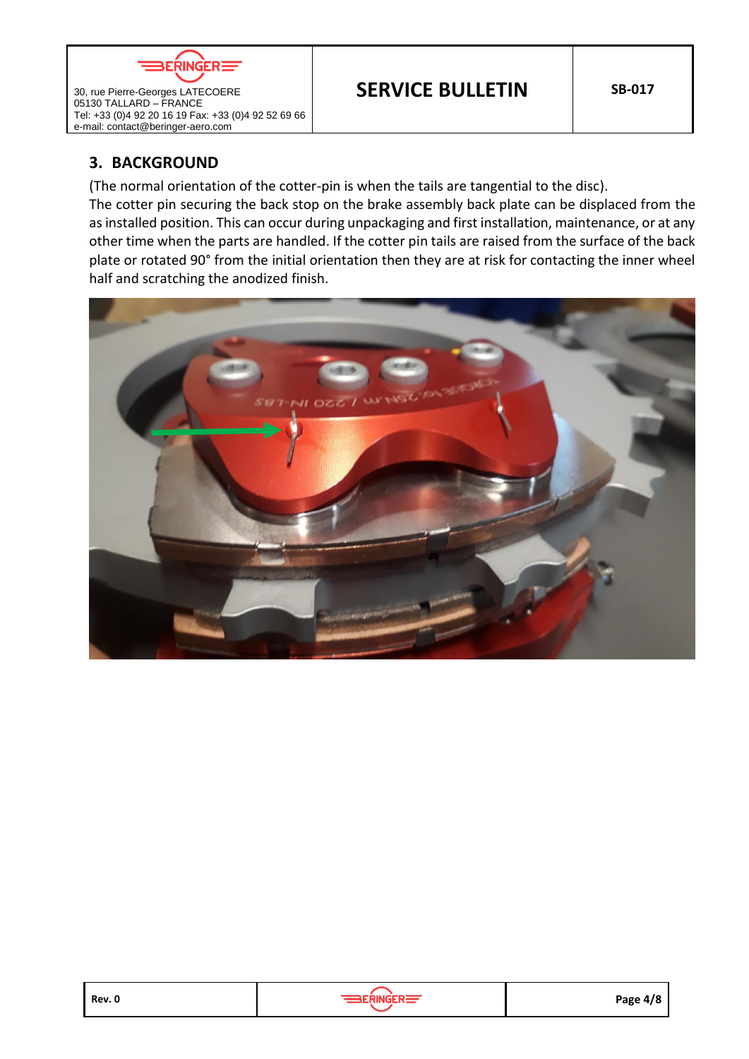## 3. BACKGROUND

(The normal orientation of the cotter-pin is when the tails are tangential to the disc).

The cotter pin securing the back stop on the brake assembly back plate can be displaced from the as installed position. This can occur during unpackaging and first installation, maintenance, or at any other time when the parts are handled. If the cotter pin tails are raised from the surface of the back plate or rotated 90° from the initial orientation then they are at risk for contacting the inner wheel half and scratching the anodized finish.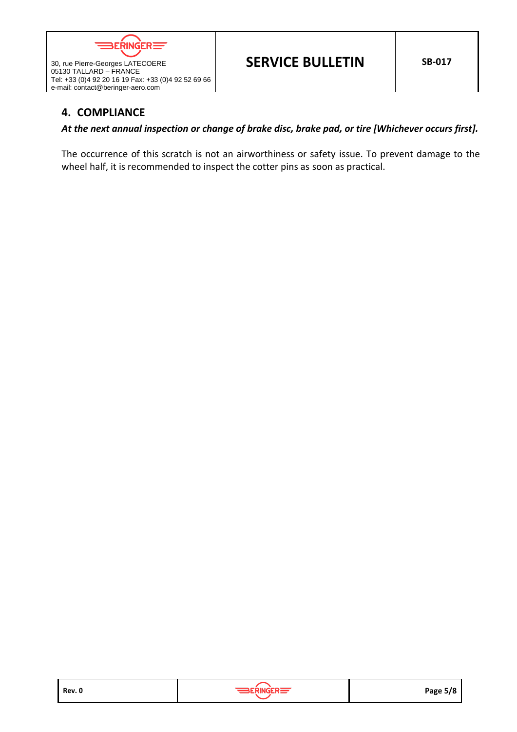## 4. COMPLIANCE

***At the next annual inspection or change of brake disc, brake pad, or tire [Whichever occurs first].***

The occurrence of this scratch is not an airworthiness or safety issue. To prevent damage to the wheel half, it is recommended to inspect the cotter pins as soon as practical.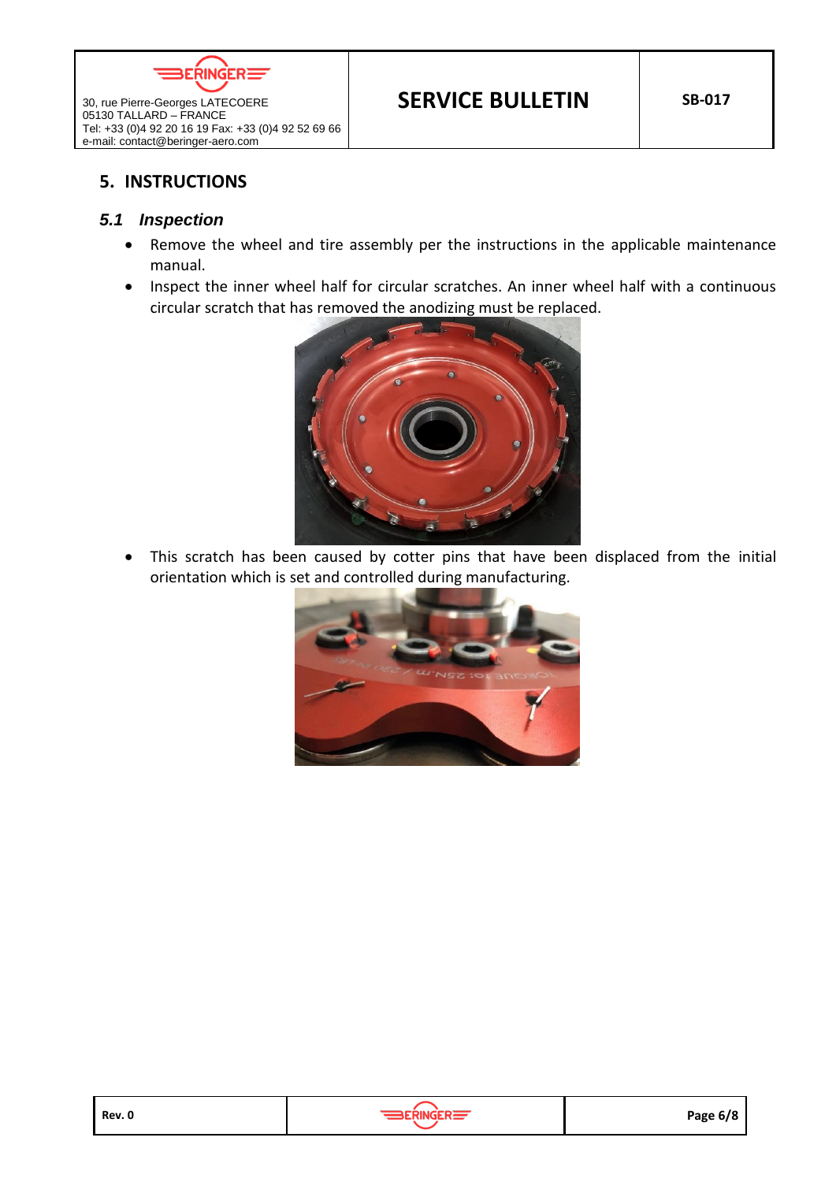## 5. INSTRUCTIONS

### *5.1 Inspection*

- Remove the wheel and tire assembly per the instructions in the applicable maintenance manual.
- Inspect the inner wheel half for circular scratches. An inner wheel half with a continuous circular scratch that has removed the anodizing must be replaced.
- This scratch has been caused by cotter pins that have been displaced from the initial orientation which is set and controlled during manufacturing.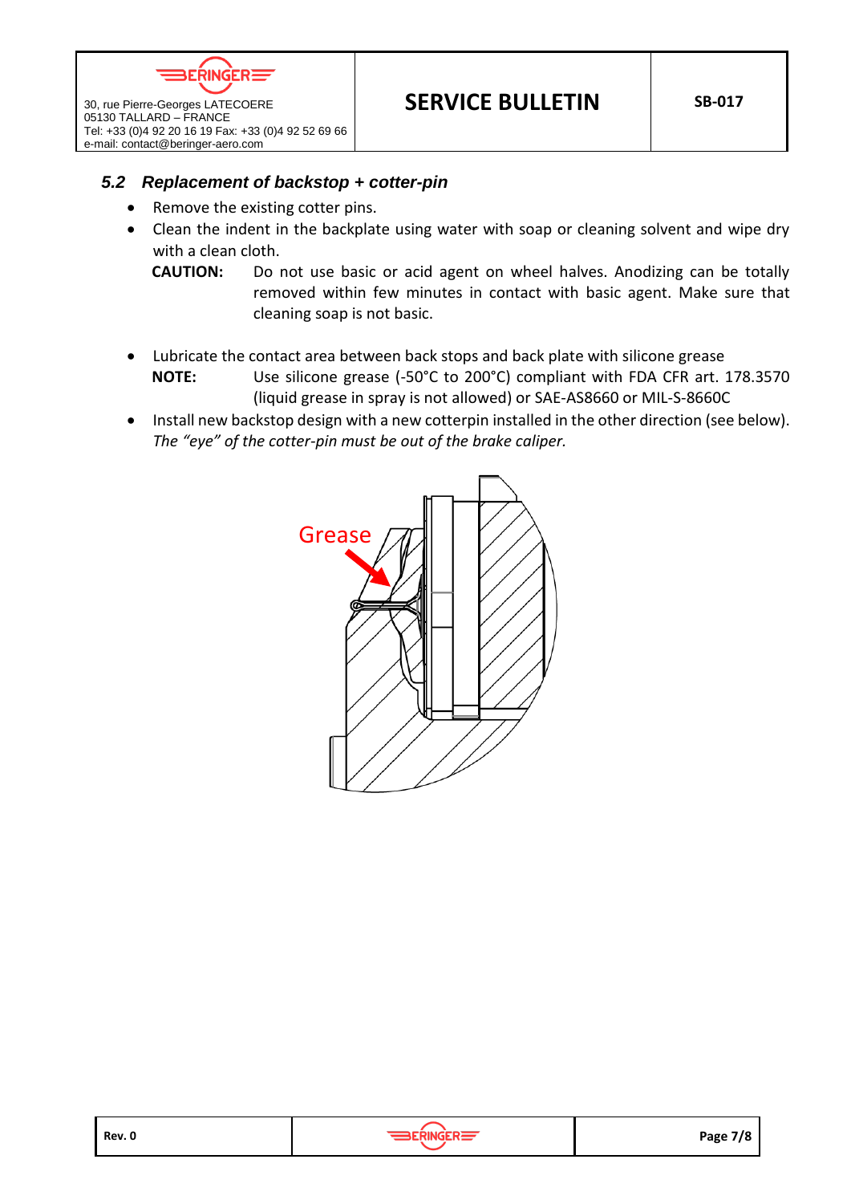### 5.2 *Replacement of backstop + cotter-pin*

- Remove the existing cotter pins.
- Clean the indent in the backplate using water with soap or cleaning solvent and wipe dry with a clean cloth.

  **CAUTION:** Do not use basic or acid agent on wheel halves. Anodizing can be totally removed within few minutes in contact with basic agent. Make sure that cleaning soap is not basic.

- Lubricate the contact area between back stops and back plate with silicone grease

  **NOTE:** Use silicone grease (-50°C to 200°C) compliant with FDA CFR art. 178.3570 (liquid grease in spray is not allowed) or SAE-AS8660 or MIL-S-8660C

- Install new backstop design with a new cotterpin installed in the other direction (see below). *The "eye" of the cotter-pin must be out of the brake caliper.*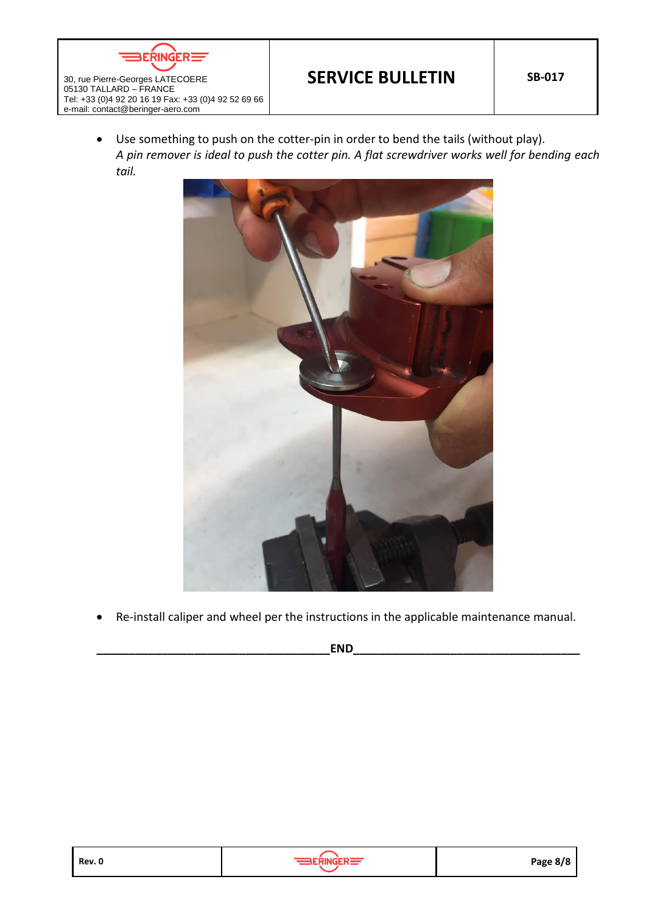- Use something to push on the cotter-pin in order to bend the tails (without play).
  *A pin remover is ideal to push the cotter pin. A flat screwdriver works well for bending each tail.*

- Re-install caliper and wheel per the instructions in the applicable maintenance manual.

**\_\_\_\_\_\_\_\_\_\_\_\_\_\_\_\_\_\_\_\_\_\_\_\_\_\_\_\_\_\_\_\_\_\_END\_\_\_\_\_\_\_\_\_\_\_\_\_\_\_\_\_\_\_\_\_\_\_\_\_\_\_\_\_\_\_\_\_\_**